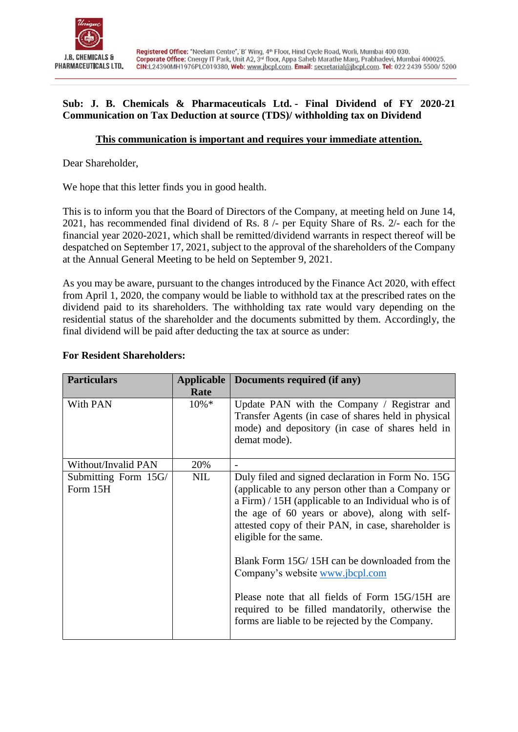**Sub: J. B. Chemicals & Pharmaceuticals Ltd. - Final Dividend of FY 2020-21 Communication on Tax Deduction at source (TDS)/ withholding tax on Dividend**

**<u>This communication is important and requires your immediate attention.</u>**

Dear Shareholder,

We hope that this letter finds you in good health.

This is to inform you that the Board of Directors of the Company, at meeting held on June 14, 2021, has recommended final dividend of Rs. 8 /- per Equity Share of Rs. 2/- each for the financial year 2020-2021, which shall be remitted/dividend warrants in respect thereof will be despatched on September 17, 2021, subject to the approval of the shareholders of the Company at the Annual General Meeting to be held on September 9, 2021.

As you may be aware, pursuant to the changes introduced by the Finance Act 2020, with effect from April 1, 2020, the company would be liable to withhold tax at the prescribed rates on the dividend paid to its shareholders. The withholding tax rate would vary depending on the residential status of the shareholder and the documents submitted by them. Accordingly, the final dividend will be paid after deducting the tax at source as under:

**For Resident Shareholders:**

| Particulars | Applicable Rate | Documents required (if any) |
|---|---|---|
| With PAN | 10%* | Update PAN with the Company / Registrar and Transfer Agents (in case of shares held in physical mode) and depository (in case of shares held in demat mode). |
| Without/Invalid PAN | 20% | - |
| Submitting Form 15G/ Form 15H | NIL | Duly filed and signed declaration in Form No. 15G (applicable to any person other than a Company or a Firm) / 15H (applicable to an Individual who is of the age of 60 years or above), along with self-attested copy of their PAN, in case, shareholder is eligible for the same.<br><br>Blank Form 15G/ 15H can be downloaded from the Company's website www.jbcpl.com<br><br>Please note that all fields of Form 15G/15H are required to be filled mandatorily, otherwise the forms are liable to be rejected by the Company. |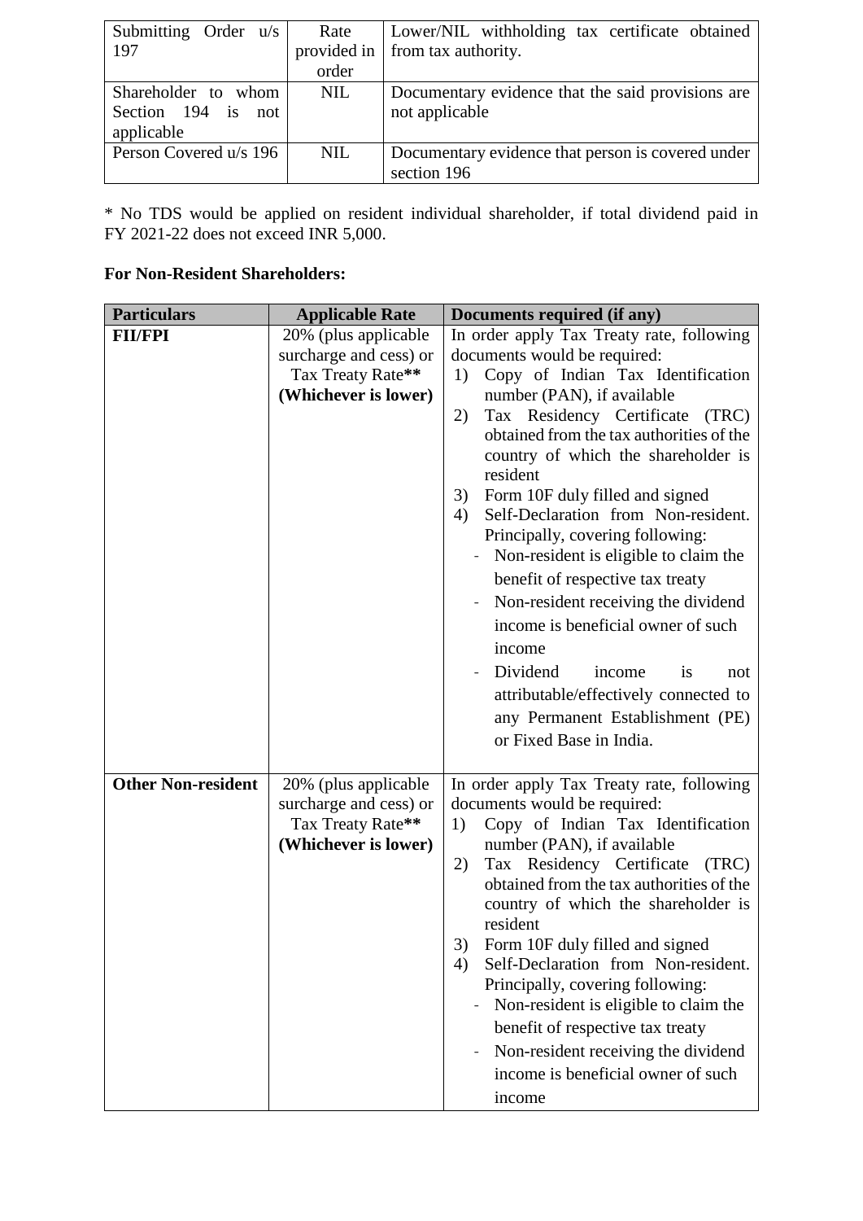| | | |
|---|---|---|
| Submitting Order u/s 197 | Rate provided in order | Lower/NIL withholding tax certificate obtained from tax authority. |
| Shareholder to whom Section 194 is not applicable | NIL | Documentary evidence that the said provisions are not applicable |
| Person Covered u/s 196 | NIL | Documentary evidence that person is covered under section 196 |

* No TDS would be applied on resident individual shareholder, if total dividend paid in FY 2021-22 does not exceed INR 5,000.

**For Non-Resident Shareholders:**

| Particulars | Applicable Rate | Documents required (if any) |
|---|---|---|
| **FII/FPI** | 20% (plus applicable surcharge and cess) or Tax Treaty Rate** **(Whichever is lower)** | In order apply Tax Treaty rate, following documents would be required:<br>1) Copy of Indian Tax Identification number (PAN), if available<br>2) Tax Residency Certificate (TRC) obtained from the tax authorities of the country of which the shareholder is resident<br>3) Form 10F duly filled and signed<br>4) Self-Declaration from Non-resident. Principally, covering following:<br>- Non-resident is eligible to claim the benefit of respective tax treaty<br>- Non-resident receiving the dividend income is beneficial owner of such income<br>- Dividend income is not attributable/effectively connected to any Permanent Establishment (PE) or Fixed Base in India. |
| **Other Non-resident** | 20% (plus applicable surcharge and cess) or Tax Treaty Rate** **(Whichever is lower)** | In order apply Tax Treaty rate, following documents would be required:<br>1) Copy of Indian Tax Identification number (PAN), if available<br>2) Tax Residency Certificate (TRC) obtained from the tax authorities of the country of which the shareholder is resident<br>3) Form 10F duly filled and signed<br>4) Self-Declaration from Non-resident. Principally, covering following:<br>- Non-resident is eligible to claim the benefit of respective tax treaty<br>- Non-resident receiving the dividend income is beneficial owner of such income |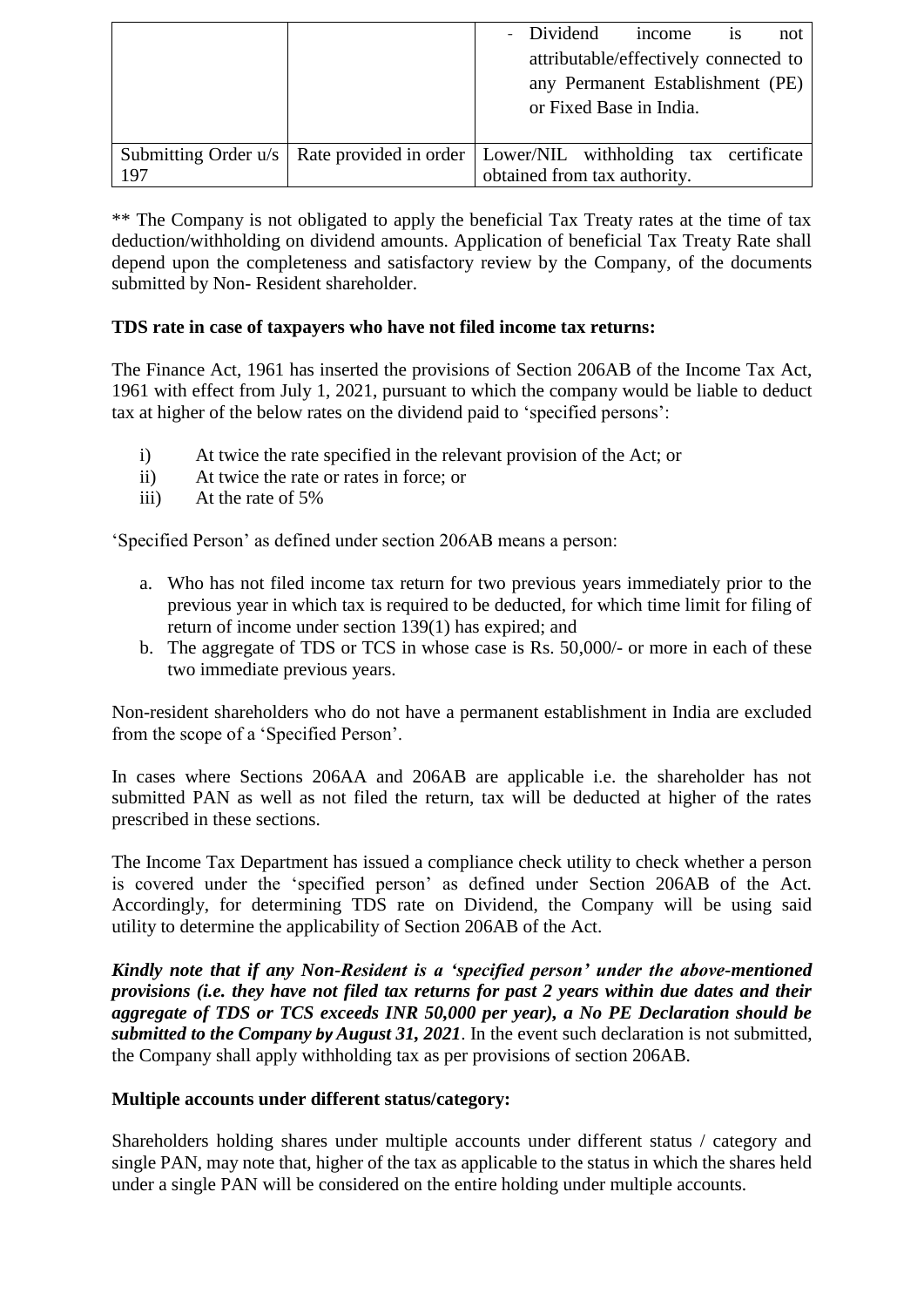| | | - Dividend income is not attributable/effectively connected to any Permanent Establishment (PE) or Fixed Base in India. |
|---|---|---|
| Submitting Order u/s 197 | Rate provided in order | Lower/NIL withholding tax certificate obtained from tax authority. |

** The Company is not obligated to apply the beneficial Tax Treaty rates at the time of tax deduction/withholding on dividend amounts. Application of beneficial Tax Treaty Rate shall depend upon the completeness and satisfactory review by the Company, of the documents submitted by Non- Resident shareholder.

**TDS rate in case of taxpayers who have not filed income tax returns:**

The Finance Act, 1961 has inserted the provisions of Section 206AB of the Income Tax Act, 1961 with effect from July 1, 2021, pursuant to which the company would be liable to deduct tax at higher of the below rates on the dividend paid to 'specified persons':

i) At twice the rate specified in the relevant provision of the Act; or
ii) At twice the rate or rates in force; or
iii) At the rate of 5%

'Specified Person' as defined under section 206AB means a person:

a. Who has not filed income tax return for two previous years immediately prior to the previous year in which tax is required to be deducted, for which time limit for filing of return of income under section 139(1) has expired; and
b. The aggregate of TDS or TCS in whose case is Rs. 50,000/- or more in each of these two immediate previous years.

Non-resident shareholders who do not have a permanent establishment in India are excluded from the scope of a 'Specified Person'.

In cases where Sections 206AA and 206AB are applicable i.e. the shareholder has not submitted PAN as well as not filed the return, tax will be deducted at higher of the rates prescribed in these sections.

The Income Tax Department has issued a compliance check utility to check whether a person is covered under the 'specified person' as defined under Section 206AB of the Act. Accordingly, for determining TDS rate on Dividend, the Company will be using said utility to determine the applicability of Section 206AB of the Act.

***Kindly note that if any Non-Resident is a 'specified person' under the above-mentioned provisions (i.e. they have not filed tax returns for past 2 years within due dates and their aggregate of TDS or TCS exceeds INR 50,000 per year), a No PE Declaration should be submitted to the Company by August 31, 2021***. In the event such declaration is not submitted, the Company shall apply withholding tax as per provisions of section 206AB.

**Multiple accounts under different status/category:**

Shareholders holding shares under multiple accounts under different status / category and single PAN, may note that, higher of the tax as applicable to the status in which the shares held under a single PAN will be considered on the entire holding under multiple accounts.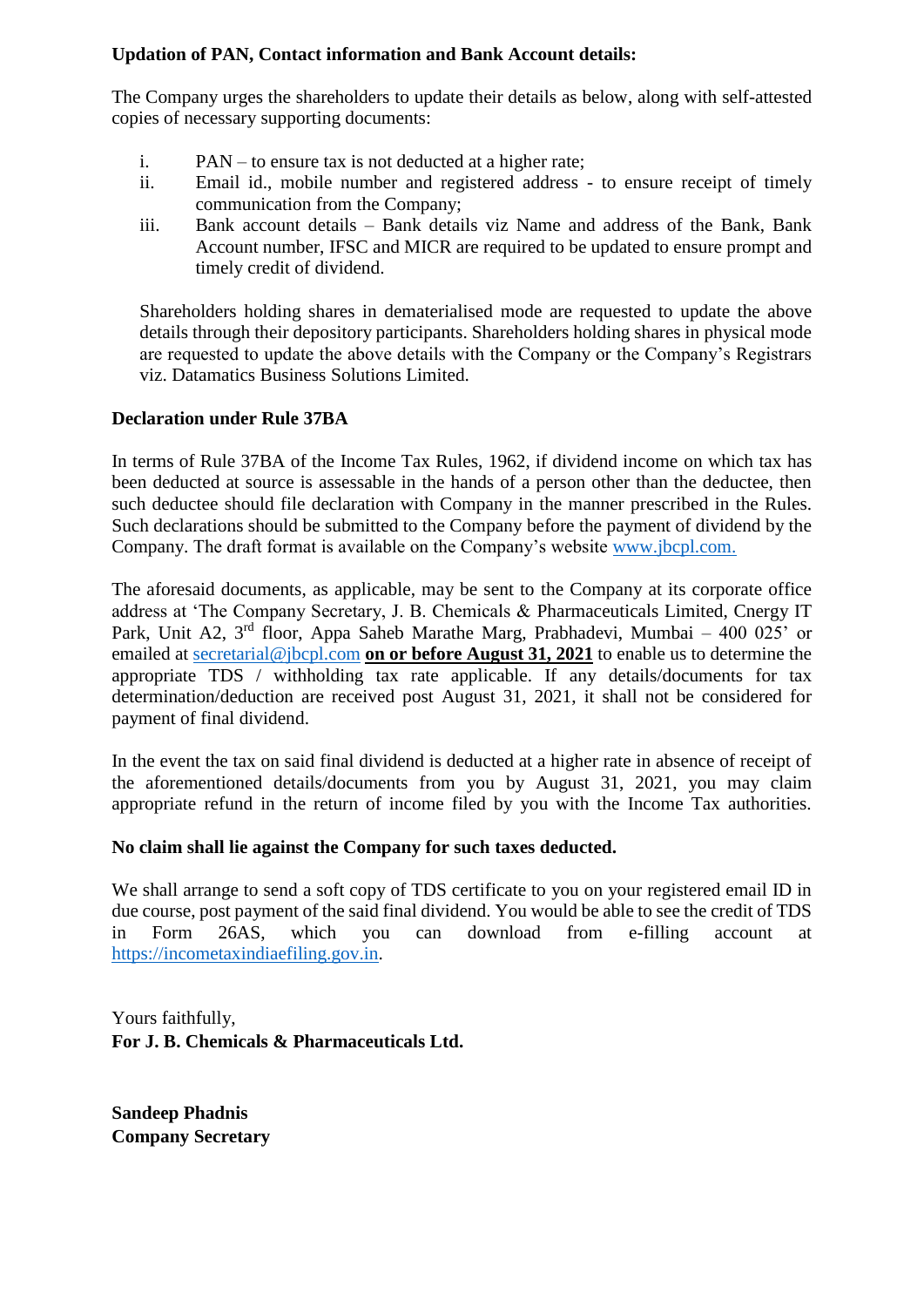**Updation of PAN, Contact information and Bank Account details:**

The Company urges the shareholders to update their details as below, along with self-attested copies of necessary supporting documents:

i. PAN – to ensure tax is not deducted at a higher rate;
ii. Email id., mobile number and registered address - to ensure receipt of timely communication from the Company;
iii. Bank account details – Bank details viz Name and address of the Bank, Bank Account number, IFSC and MICR are required to be updated to ensure prompt and timely credit of dividend.

Shareholders holding shares in dematerialised mode are requested to update the above details through their depository participants. Shareholders holding shares in physical mode are requested to update the above details with the Company or the Company's Registrars viz. Datamatics Business Solutions Limited.

**Declaration under Rule 37BA**

In terms of Rule 37BA of the Income Tax Rules, 1962, if dividend income on which tax has been deducted at source is assessable in the hands of a person other than the deductee, then such deductee should file declaration with Company in the manner prescribed in the Rules. Such declarations should be submitted to the Company before the payment of dividend by the Company. The draft format is available on the Company's website www.jbcpl.com.

The aforesaid documents, as applicable, may be sent to the Company at its corporate office address at 'The Company Secretary, J. B. Chemicals & Pharmaceuticals Limited, Cnergy IT Park, Unit A2, 3rd floor, Appa Saheb Marathe Marg, Prabhadevi, Mumbai – 400 025' or emailed at secretarial@jbcpl.com **on or before August 31, 2021** to enable us to determine the appropriate TDS / withholding tax rate applicable. If any details/documents for tax determination/deduction are received post August 31, 2021, it shall not be considered for payment of final dividend.

In the event the tax on said final dividend is deducted at a higher rate in absence of receipt of the aforementioned details/documents from you by August 31, 2021, you may claim appropriate refund in the return of income filed by you with the Income Tax authorities.

**No claim shall lie against the Company for such taxes deducted.**

We shall arrange to send a soft copy of TDS certificate to you on your registered email ID in due course, post payment of the said final dividend. You would be able to see the credit of TDS in Form 26AS, which you can download from e-filling account at https://incometaxindiaefiling.gov.in.

Yours faithfully,
**For J. B. Chemicals & Pharmaceuticals Ltd.**

**Sandeep Phadnis**
**Company Secretary**